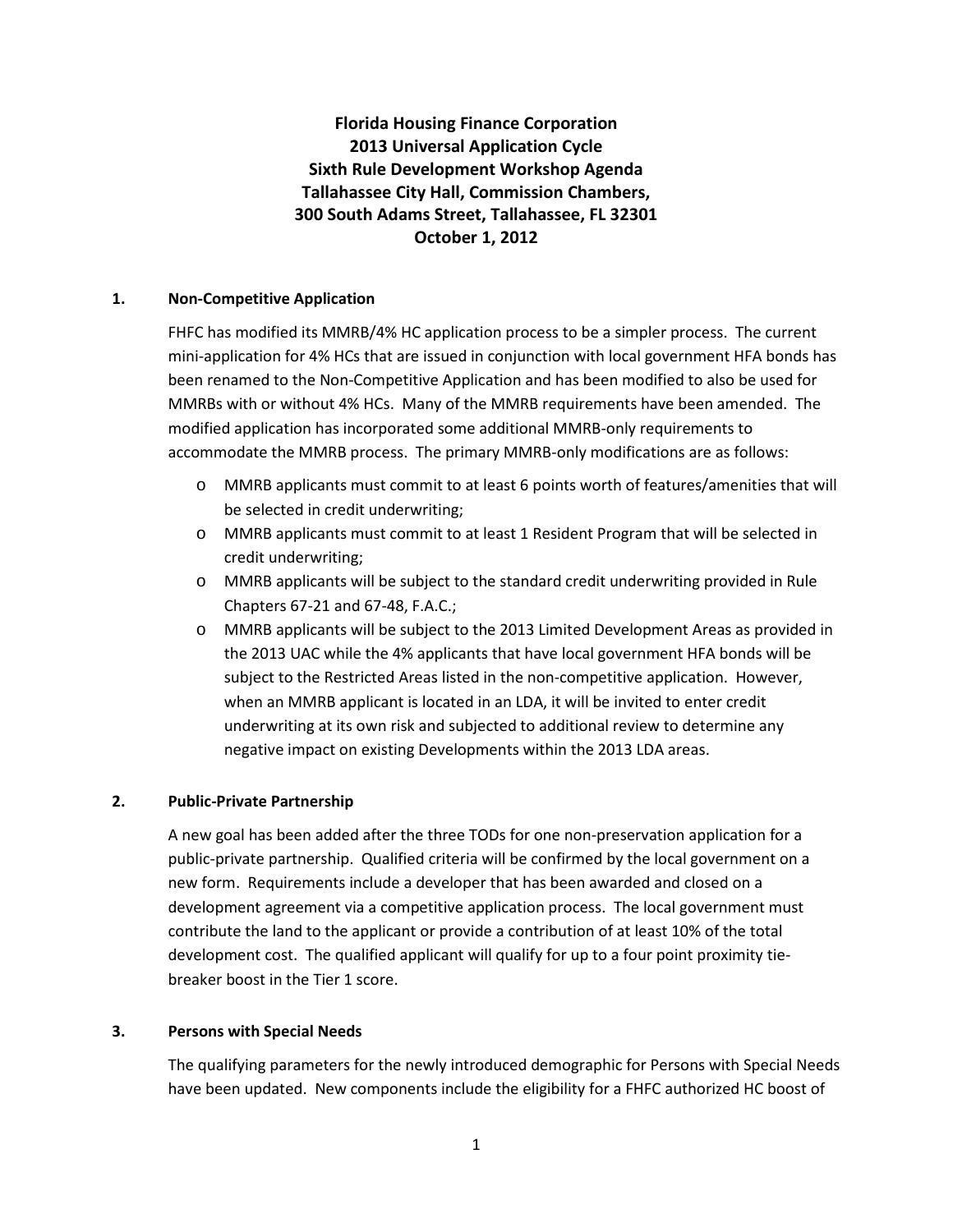# Florida Housing Finance Corporation
# 2013 Universal Application Cycle
# Sixth Rule Development Workshop Agenda
# Tallahassee City Hall, Commission Chambers,
# 300 South Adams Street, Tallahassee, FL 32301
# October 1, 2012

## 1. Non-Competitive Application

FHFC has modified its MMRB/4% HC application process to be a simpler process. The current mini-application for 4% HCs that are issued in conjunction with local government HFA bonds has been renamed to the Non-Competitive Application and has been modified to also be used for MMRBs with or without 4% HCs. Many of the MMRB requirements have been amended. The modified application has incorporated some additional MMRB-only requirements to accommodate the MMRB process. The primary MMRB-only modifications are as follows:

- MMRB applicants must commit to at least 6 points worth of features/amenities that will be selected in credit underwriting;
- MMRB applicants must commit to at least 1 Resident Program that will be selected in credit underwriting;
- MMRB applicants will be subject to the standard credit underwriting provided in Rule Chapters 67-21 and 67-48, F.A.C.;
- MMRB applicants will be subject to the 2013 Limited Development Areas as provided in the 2013 UAC while the 4% applicants that have local government HFA bonds will be subject to the Restricted Areas listed in the non-competitive application. However, when an MMRB applicant is located in an LDA, it will be invited to enter credit underwriting at its own risk and subjected to additional review to determine any negative impact on existing Developments within the 2013 LDA areas.

## 2. Public-Private Partnership

A new goal has been added after the three TODs for one non-preservation application for a public-private partnership. Qualified criteria will be confirmed by the local government on a new form. Requirements include a developer that has been awarded and closed on a development agreement via a competitive application process. The local government must contribute the land to the applicant or provide a contribution of at least 10% of the total development cost. The qualified applicant will qualify for up to a four point proximity tie-breaker boost in the Tier 1 score.

## 3. Persons with Special Needs

The qualifying parameters for the newly introduced demographic for Persons with Special Needs have been updated. New components include the eligibility for a FHFC authorized HC boost of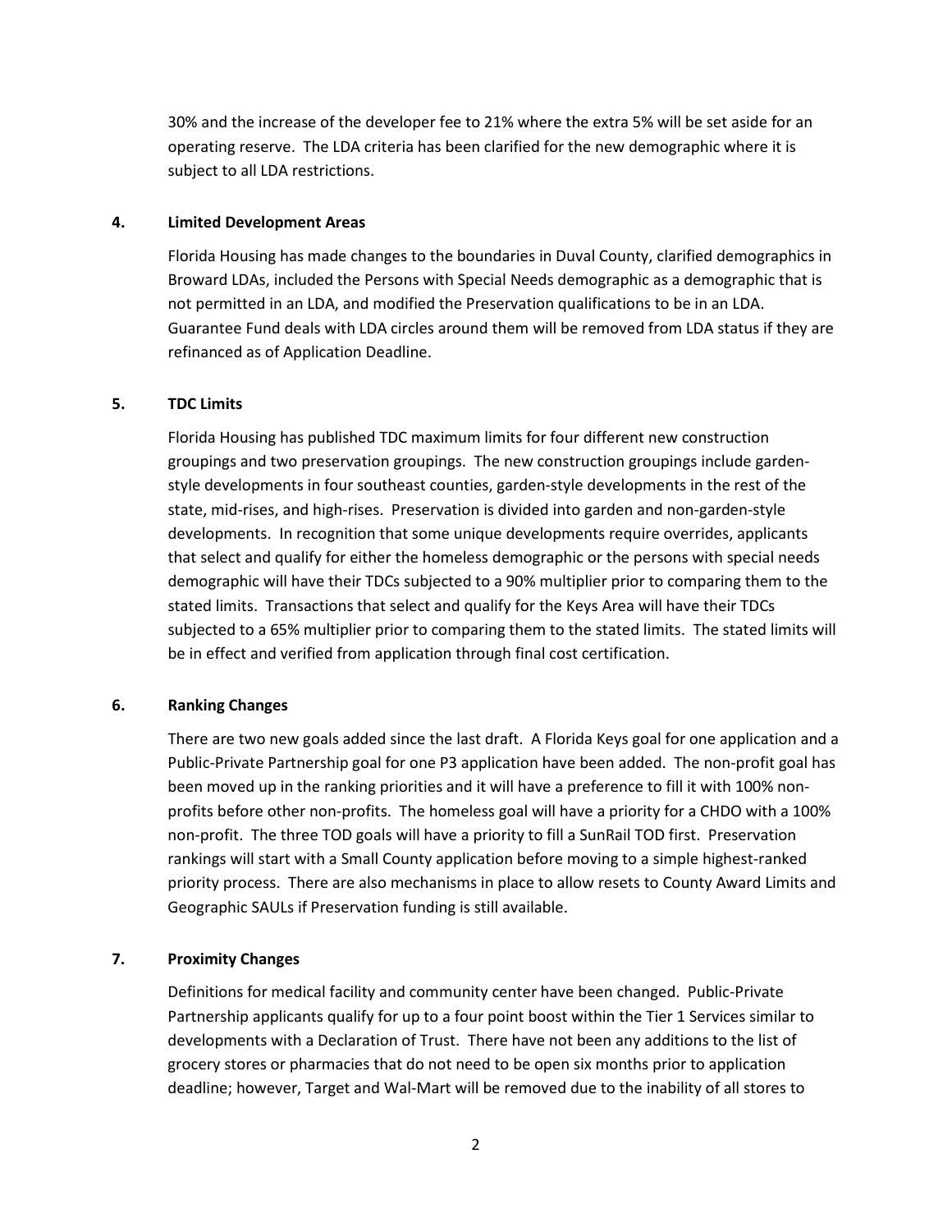30% and the increase of the developer fee to 21% where the extra 5% will be set aside for an operating reserve. The LDA criteria has been clarified for the new demographic where it is subject to all LDA restrictions.

**4. Limited Development Areas**

Florida Housing has made changes to the boundaries in Duval County, clarified demographics in Broward LDAs, included the Persons with Special Needs demographic as a demographic that is not permitted in an LDA, and modified the Preservation qualifications to be in an LDA. Guarantee Fund deals with LDA circles around them will be removed from LDA status if they are refinanced as of Application Deadline.

**5. TDC Limits**

Florida Housing has published TDC maximum limits for four different new construction groupings and two preservation groupings. The new construction groupings include garden-style developments in four southeast counties, garden-style developments in the rest of the state, mid-rises, and high-rises. Preservation is divided into garden and non-garden-style developments. In recognition that some unique developments require overrides, applicants that select and qualify for either the homeless demographic or the persons with special needs demographic will have their TDCs subjected to a 90% multiplier prior to comparing them to the stated limits. Transactions that select and qualify for the Keys Area will have their TDCs subjected to a 65% multiplier prior to comparing them to the stated limits. The stated limits will be in effect and verified from application through final cost certification.

**6. Ranking Changes**

There are two new goals added since the last draft. A Florida Keys goal for one application and a Public-Private Partnership goal for one P3 application have been added. The non-profit goal has been moved up in the ranking priorities and it will have a preference to fill it with 100% non-profits before other non-profits. The homeless goal will have a priority for a CHDO with a 100% non-profit. The three TOD goals will have a priority to fill a SunRail TOD first. Preservation rankings will start with a Small County application before moving to a simple highest-ranked priority process. There are also mechanisms in place to allow resets to County Award Limits and Geographic SAULs if Preservation funding is still available.

**7. Proximity Changes**

Definitions for medical facility and community center have been changed. Public-Private Partnership applicants qualify for up to a four point boost within the Tier 1 Services similar to developments with a Declaration of Trust. There have not been any additions to the list of grocery stores or pharmacies that do not need to be open six months prior to application deadline; however, Target and Wal-Mart will be removed due to the inability of all stores to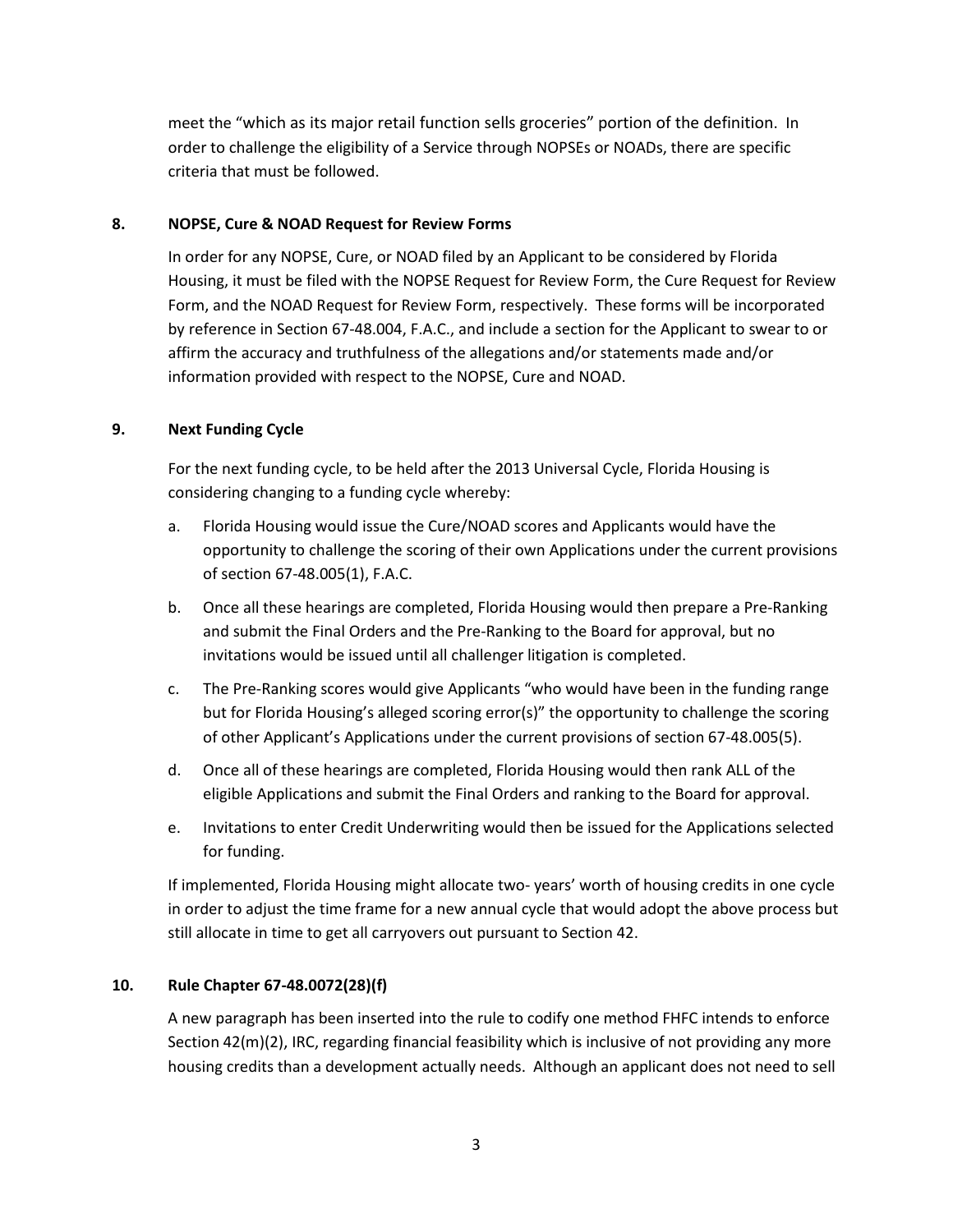meet the "which as its major retail function sells groceries" portion of the definition. In order to challenge the eligibility of a Service through NOPSEs or NOADs, there are specific criteria that must be followed.

**8. NOPSE, Cure & NOAD Request for Review Forms**

In order for any NOPSE, Cure, or NOAD filed by an Applicant to be considered by Florida Housing, it must be filed with the NOPSE Request for Review Form, the Cure Request for Review Form, and the NOAD Request for Review Form, respectively. These forms will be incorporated by reference in Section 67-48.004, F.A.C., and include a section for the Applicant to swear to or affirm the accuracy and truthfulness of the allegations and/or statements made and/or information provided with respect to the NOPSE, Cure and NOAD.

**9. Next Funding Cycle**

For the next funding cycle, to be held after the 2013 Universal Cycle, Florida Housing is considering changing to a funding cycle whereby:

a. Florida Housing would issue the Cure/NOAD scores and Applicants would have the opportunity to challenge the scoring of their own Applications under the current provisions of section 67-48.005(1), F.A.C.

b. Once all these hearings are completed, Florida Housing would then prepare a Pre-Ranking and submit the Final Orders and the Pre-Ranking to the Board for approval, but no invitations would be issued until all challenger litigation is completed.

c. The Pre-Ranking scores would give Applicants "who would have been in the funding range but for Florida Housing's alleged scoring error(s)" the opportunity to challenge the scoring of other Applicant's Applications under the current provisions of section 67-48.005(5).

d. Once all of these hearings are completed, Florida Housing would then rank ALL of the eligible Applications and submit the Final Orders and ranking to the Board for approval.

e. Invitations to enter Credit Underwriting would then be issued for the Applications selected for funding.

If implemented, Florida Housing might allocate two- years' worth of housing credits in one cycle in order to adjust the time frame for a new annual cycle that would adopt the above process but still allocate in time to get all carryovers out pursuant to Section 42.

**10. Rule Chapter 67-48.0072(28)(f)**

A new paragraph has been inserted into the rule to codify one method FHFC intends to enforce Section 42(m)(2), IRC, regarding financial feasibility which is inclusive of not providing any more housing credits than a development actually needs. Although an applicant does not need to sell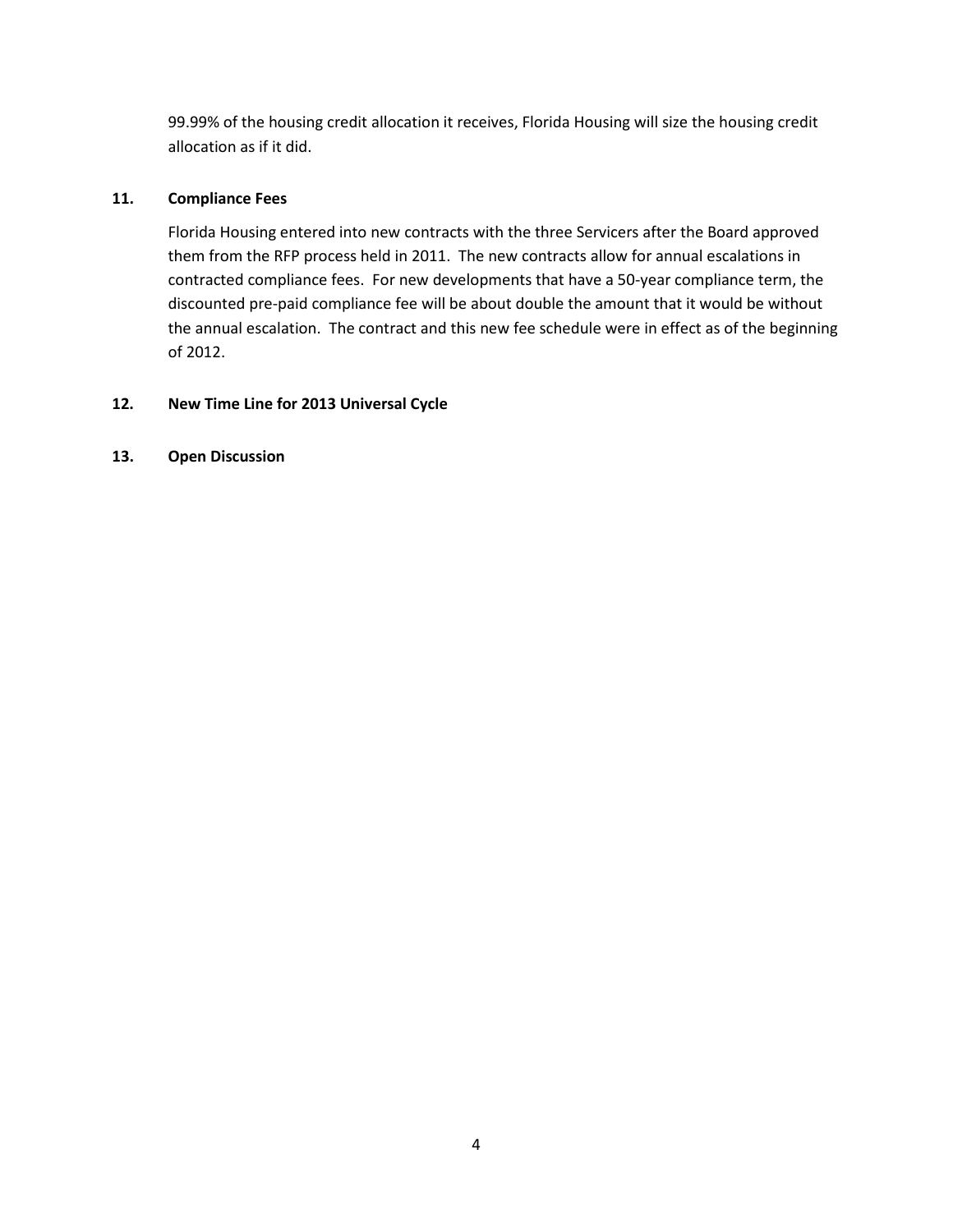99.99% of the housing credit allocation it receives, Florida Housing will size the housing credit allocation as if it did.

**11. Compliance Fees**

Florida Housing entered into new contracts with the three Servicers after the Board approved them from the RFP process held in 2011. The new contracts allow for annual escalations in contracted compliance fees. For new developments that have a 50-year compliance term, the discounted pre-paid compliance fee will be about double the amount that it would be without the annual escalation. The contract and this new fee schedule were in effect as of the beginning of 2012.

**12. New Time Line for 2013 Universal Cycle**

**13. Open Discussion**